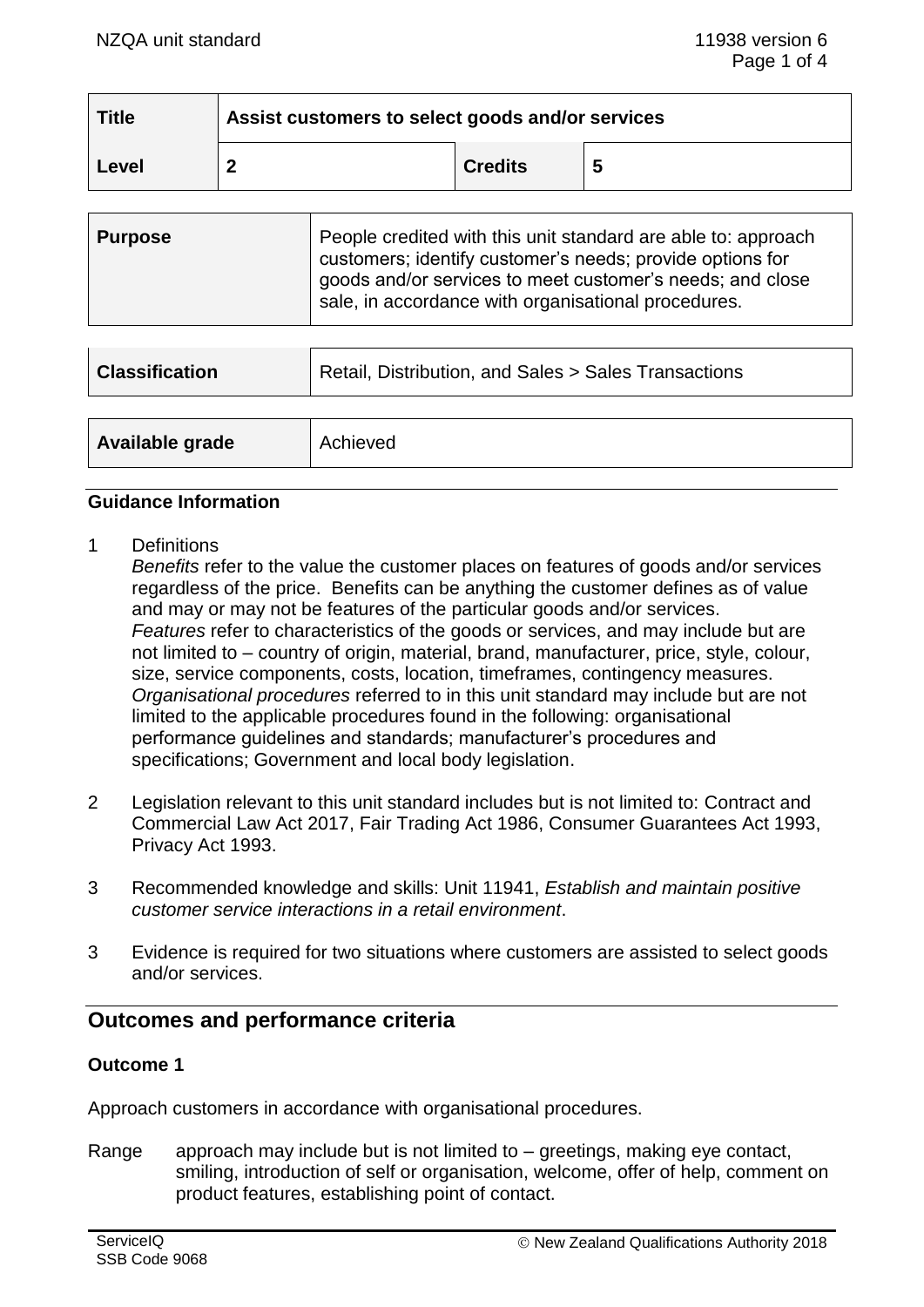| Title | Assist customers to select goods and/or services | | |
|---|---|---|---|
| Level | 2 | Credits | 5 |

| Purpose | People credited with this unit standard are able to: approach customers; identify customer's needs; provide options for goods and/or services to meet customer's needs; and close sale, in accordance with organisational procedures. |
|---|---|

| Classification | Retail, Distribution, and Sales > Sales Transactions |
|---|---|

| Available grade | Achieved |
|---|---|

## Guidance Information

1 Definitions
*Benefits* refer to the value the customer places on features of goods and/or services regardless of the price. Benefits can be anything the customer defines as of value and may or may not be features of the particular goods and/or services.
*Features* refer to characteristics of the goods or services, and may include but are not limited to – country of origin, material, brand, manufacturer, price, style, colour, size, service components, costs, location, timeframes, contingency measures.
*Organisational procedures* referred to in this unit standard may include but are not limited to the applicable procedures found in the following: organisational performance guidelines and standards; manufacturer's procedures and specifications; Government and local body legislation.

2 Legislation relevant to this unit standard includes but is not limited to: Contract and Commercial Law Act 2017, Fair Trading Act 1986, Consumer Guarantees Act 1993, Privacy Act 1993.

3 Recommended knowledge and skills: Unit 11941, *Establish and maintain positive customer service interactions in a retail environment*.

3 Evidence is required for two situations where customers are assisted to select goods and/or services.

## Outcomes and performance criteria

### Outcome 1

Approach customers in accordance with organisational procedures.

Range approach may include but is not limited to – greetings, making eye contact, smiling, introduction of self or organisation, welcome, offer of help, comment on product features, establishing point of contact.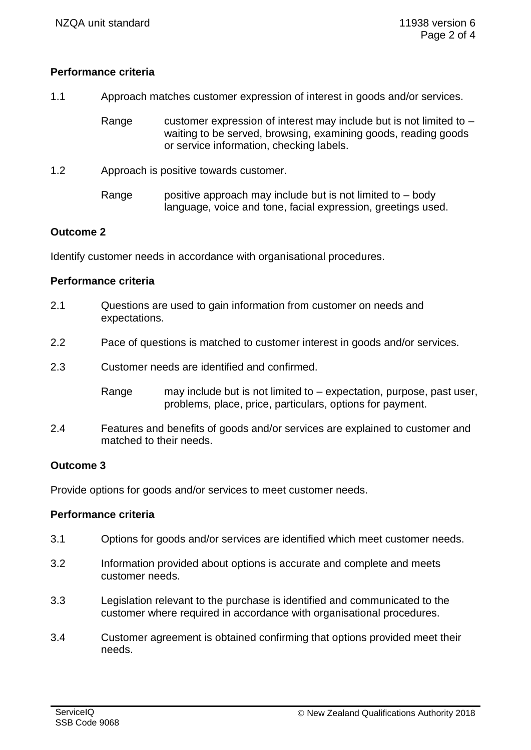**Performance criteria**

1.1 Approach matches customer expression of interest in goods and/or services.

Range customer expression of interest may include but is not limited to – waiting to be served, browsing, examining goods, reading goods or service information, checking labels.

1.2 Approach is positive towards customer.

Range positive approach may include but is not limited to – body language, voice and tone, facial expression, greetings used.

**Outcome 2**

Identify customer needs in accordance with organisational procedures.

**Performance criteria**

2.1 Questions are used to gain information from customer on needs and expectations.

2.2 Pace of questions is matched to customer interest in goods and/or services.

2.3 Customer needs are identified and confirmed.

Range may include but is not limited to – expectation, purpose, past user, problems, place, price, particulars, options for payment.

2.4 Features and benefits of goods and/or services are explained to customer and matched to their needs.

**Outcome 3**

Provide options for goods and/or services to meet customer needs.

**Performance criteria**

3.1 Options for goods and/or services are identified which meet customer needs.

3.2 Information provided about options is accurate and complete and meets customer needs.

3.3 Legislation relevant to the purchase is identified and communicated to the customer where required in accordance with organisational procedures.

3.4 Customer agreement is obtained confirming that options provided meet their needs.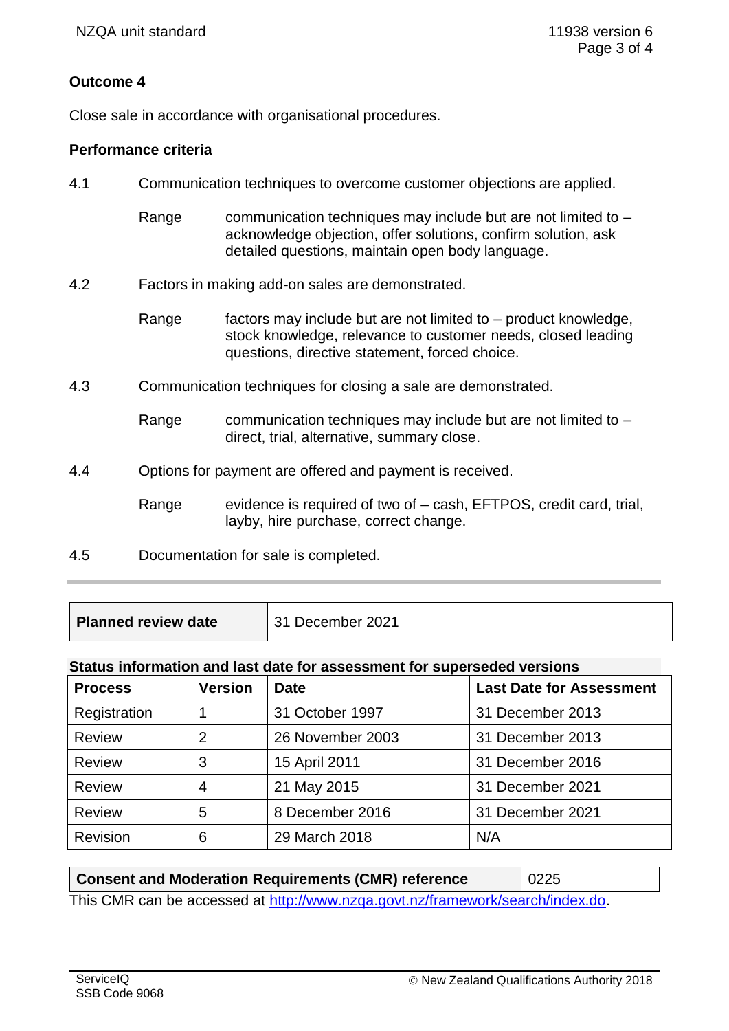## Outcome 4

Close sale in accordance with organisational procedures.

### Performance criteria

4.1 Communication techniques to overcome customer objections are applied.

Range: communication techniques may include but are not limited to – acknowledge objection, offer solutions, confirm solution, ask detailed questions, maintain open body language.

4.2 Factors in making add-on sales are demonstrated.

Range: factors may include but are not limited to – product knowledge, stock knowledge, relevance to customer needs, closed leading questions, directive statement, forced choice.

4.3 Communication techniques for closing a sale are demonstrated.

Range: communication techniques may include but are not limited to – direct, trial, alternative, summary close.

4.4 Options for payment are offered and payment is received.

Range: evidence is required of two of – cash, EFTPOS, credit card, trial, layby, hire purchase, correct change.

4.5 Documentation for sale is completed.

| **Planned review date** | 31 December 2021 |
|---|---|

**Status information and last date for assessment for superseded versions**

| Process | Version | Date | Last Date for Assessment |
|---|---|---|---|
| Registration | 1 | 31 October 1997 | 31 December 2013 |
| Review | 2 | 26 November 2003 | 31 December 2013 |
| Review | 3 | 15 April 2011 | 31 December 2016 |
| Review | 4 | 21 May 2015 | 31 December 2021 |
| Review | 5 | 8 December 2016 | 31 December 2021 |
| Revision | 6 | 29 March 2018 | N/A |

| **Consent and Moderation Requirements (CMR) reference** | 0225 |
|---|---|

This CMR can be accessed at http://www.nzqa.govt.nz/framework/search/index.do.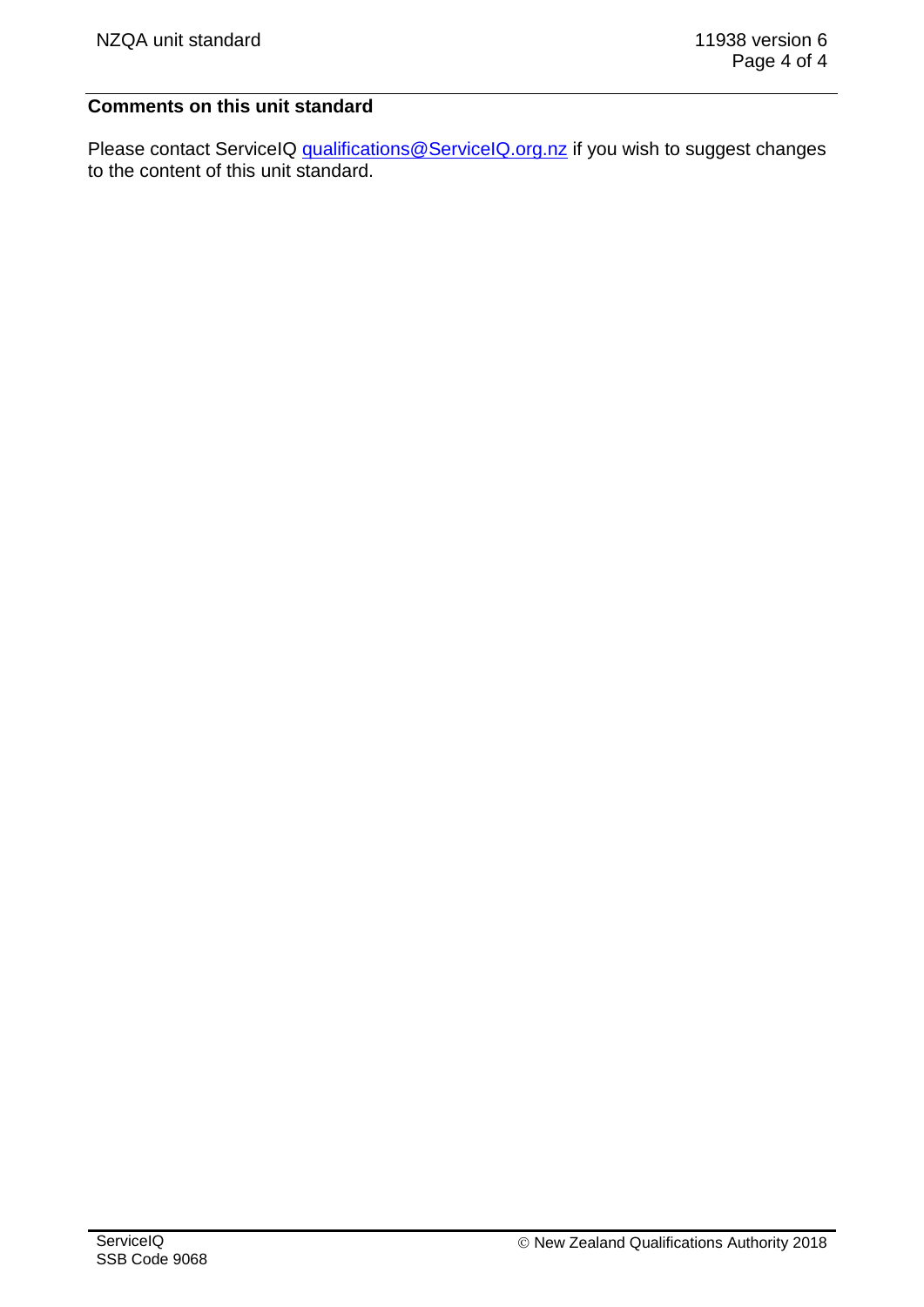**Comments on this unit standard**

Please contact ServiceIQ qualifications@ServiceIQ.org.nz if you wish to suggest changes to the content of this unit standard.